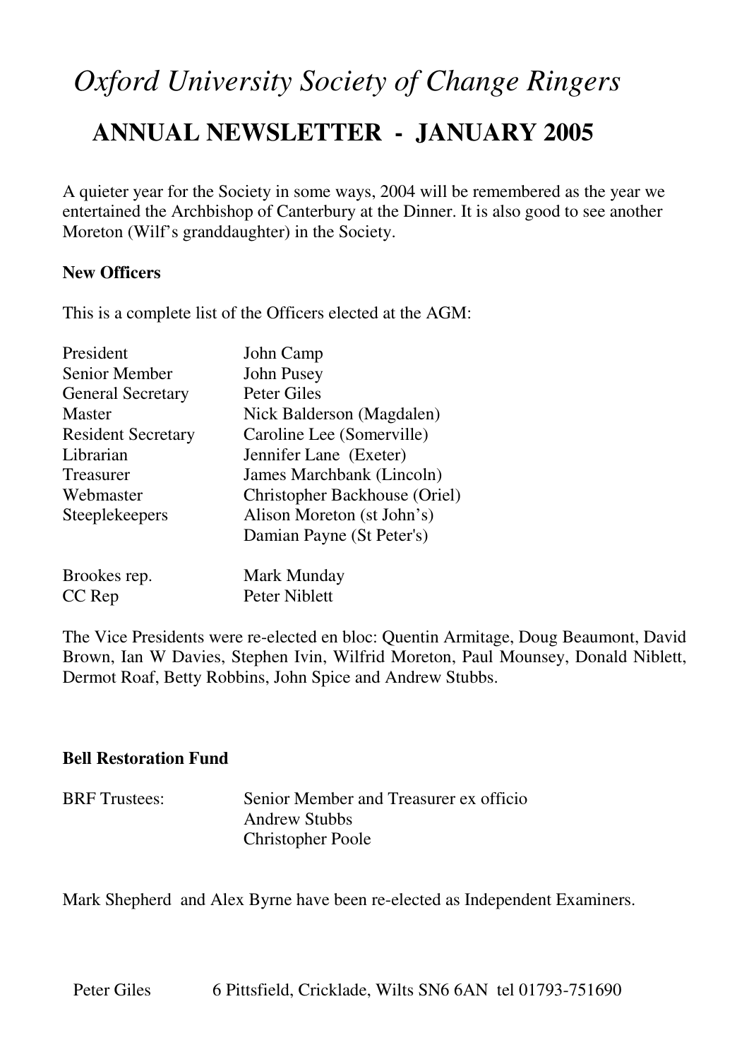# *Oxford University Society of Change Ringers*

## ANNUAL NEWSLETTER - JANUARY 2005

A quieter year for the Society in some ways, 2004 will be remembered as the year we entertained the Archbishop of Canterbury at the Dinner. It is also good to see another Moreton (Wilf's granddaughter) in the Society.

**New Officers**

This is a complete list of the Officers elected at the AGM:

| | |
|---|---|
| President | John Camp |
| Senior Member | John Pusey |
| General Secretary | Peter Giles |
| Master | Nick Balderson (Magdalen) |
| Resident Secretary | Caroline Lee (Somerville) |
| Librarian | Jennifer Lane (Exeter) |
| Treasurer | James Marchbank (Lincoln) |
| Webmaster | Christopher Backhouse (Oriel) |
| Steeplekeepers | Alison Moreton (st John's) |
| | Damian Payne (St Peter's) |
| Brookes rep. | Mark Munday |
| CC Rep | Peter Niblett |

The Vice Presidents were re-elected en bloc: Quentin Armitage, Doug Beaumont, David Brown, Ian W Davies, Stephen Ivin, Wilfrid Moreton, Paul Mounsey, Donald Niblett, Dermot Roaf, Betty Robbins, John Spice and Andrew Stubbs.

**Bell Restoration Fund**

| | |
|---|---|
| BRF Trustees: | Senior Member and Treasurer ex officio |
| | Andrew Stubbs |
| | Christopher Poole |

Mark Shepherd and Alex Byrne have been re-elected as Independent Examiners.

Peter Giles 6 Pittsfield, Cricklade, Wilts SN6 6AN tel 01793-751690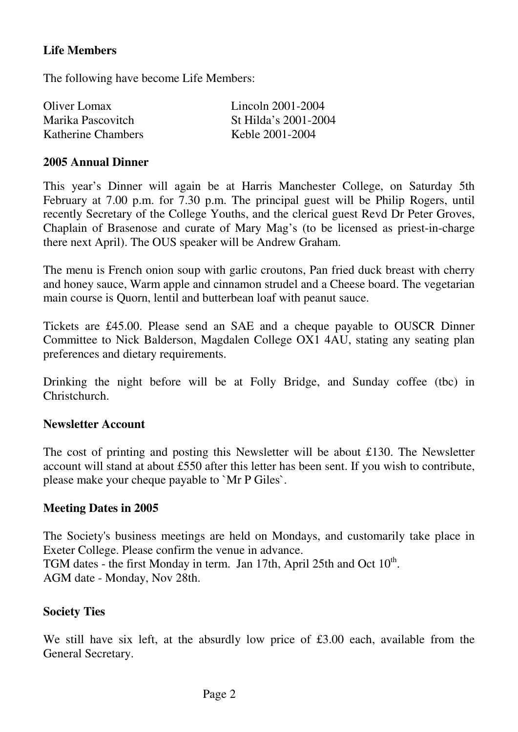## Life Members

The following have become Life Members:

| | |
|---|---|
| Oliver Lomax | Lincoln 2001-2004 |
| Marika Pascovitch | St Hilda's 2001-2004 |
| Katherine Chambers | Keble 2001-2004 |

## 2005 Annual Dinner

This year's Dinner will again be at Harris Manchester College, on Saturday 5th February at 7.00 p.m. for 7.30 p.m. The principal guest will be Philip Rogers, until recently Secretary of the College Youths, and the clerical guest Revd Dr Peter Groves, Chaplain of Brasenose and curate of Mary Mag's (to be licensed as priest-in-charge there next April). The OUS speaker will be Andrew Graham.

The menu is French onion soup with garlic croutons, Pan fried duck breast with cherry and honey sauce, Warm apple and cinnamon strudel and a Cheese board. The vegetarian main course is Quorn, lentil and butterbean loaf with peanut sauce.

Tickets are £45.00. Please send an SAE and a cheque payable to OUSCR Dinner Committee to Nick Balderson, Magdalen College OX1 4AU, stating any seating plan preferences and dietary requirements.

Drinking the night before will be at Folly Bridge, and Sunday coffee (tbc) in Christchurch.

## Newsletter Account

The cost of printing and posting this Newsletter will be about £130. The Newsletter account will stand at about £550 after this letter has been sent. If you wish to contribute, please make your cheque payable to `Mr P Giles`.

## Meeting Dates in 2005

The Society's business meetings are held on Mondays, and customarily take place in Exeter College. Please confirm the venue in advance.
TGM dates - the first Monday in term. Jan 17th, April 25th and Oct 10th.
AGM date - Monday, Nov 28th.

## Society Ties

We still have six left, at the absurdly low price of £3.00 each, available from the General Secretary.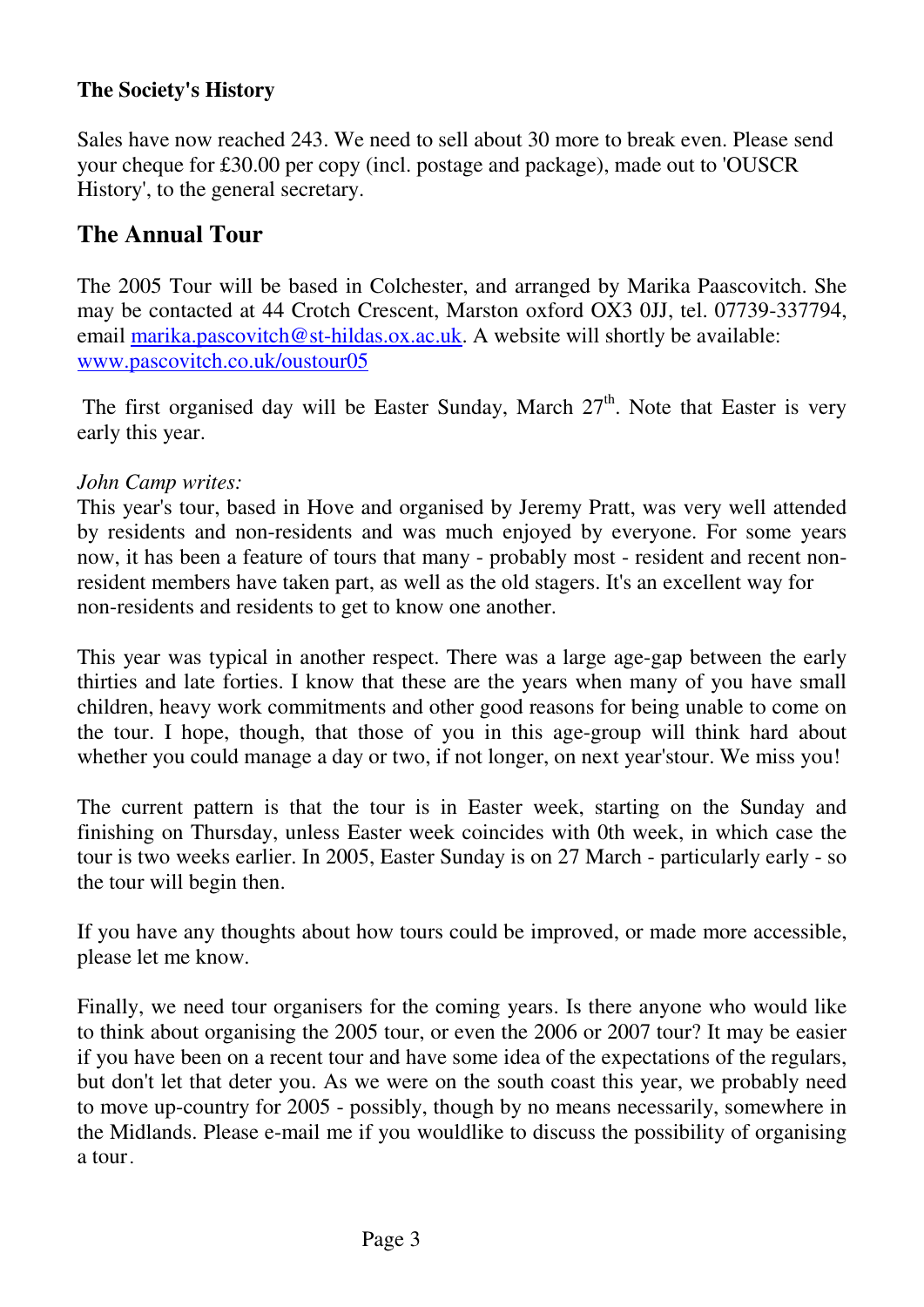**The Society's History**

Sales have now reached 243. We need to sell about 30 more to break even. Please send your cheque for £30.00 per copy (incl. postage and package), made out to 'OUSCR History', to the general secretary.

## The Annual Tour

The 2005 Tour will be based in Colchester, and arranged by Marika Paascovitch. She may be contacted at 44 Crotch Crescent, Marston oxford OX3 0JJ, tel. 07739-337794, email marika.pascovitch@st-hildas.ox.ac.uk. A website will shortly be available: www.pascovitch.co.uk/oustour05

The first organised day will be Easter Sunday, March 27th. Note that Easter is very early this year.

*John Camp writes:*

This year's tour, based in Hove and organised by Jeremy Pratt, was very well attended by residents and non-residents and was much enjoyed by everyone. For some years now, it has been a feature of tours that many - probably most - resident and recent non-resident members have taken part, as well as the old stagers. It's an excellent way for non-residents and residents to get to know one another.

This year was typical in another respect. There was a large age-gap between the early thirties and late forties. I know that these are the years when many of you have small children, heavy work commitments and other good reasons for being unable to come on the tour. I hope, though, that those of you in this age-group will think hard about whether you could manage a day or two, if not longer, on next year'stour. We miss you!

The current pattern is that the tour is in Easter week, starting on the Sunday and finishing on Thursday, unless Easter week coincides with 0th week, in which case the tour is two weeks earlier. In 2005, Easter Sunday is on 27 March - particularly early - so the tour will begin then.

If you have any thoughts about how tours could be improved, or made more accessible, please let me know.

Finally, we need tour organisers for the coming years. Is there anyone who would like to think about organising the 2005 tour, or even the 2006 or 2007 tour? It may be easier if you have been on a recent tour and have some idea of the expectations of the regulars, but don't let that deter you. As we were on the south coast this year, we probably need to move up-country for 2005 - possibly, though by no means necessarily, somewhere in the Midlands. Please e-mail me if you wouldlike to discuss the possibility of organising a tour.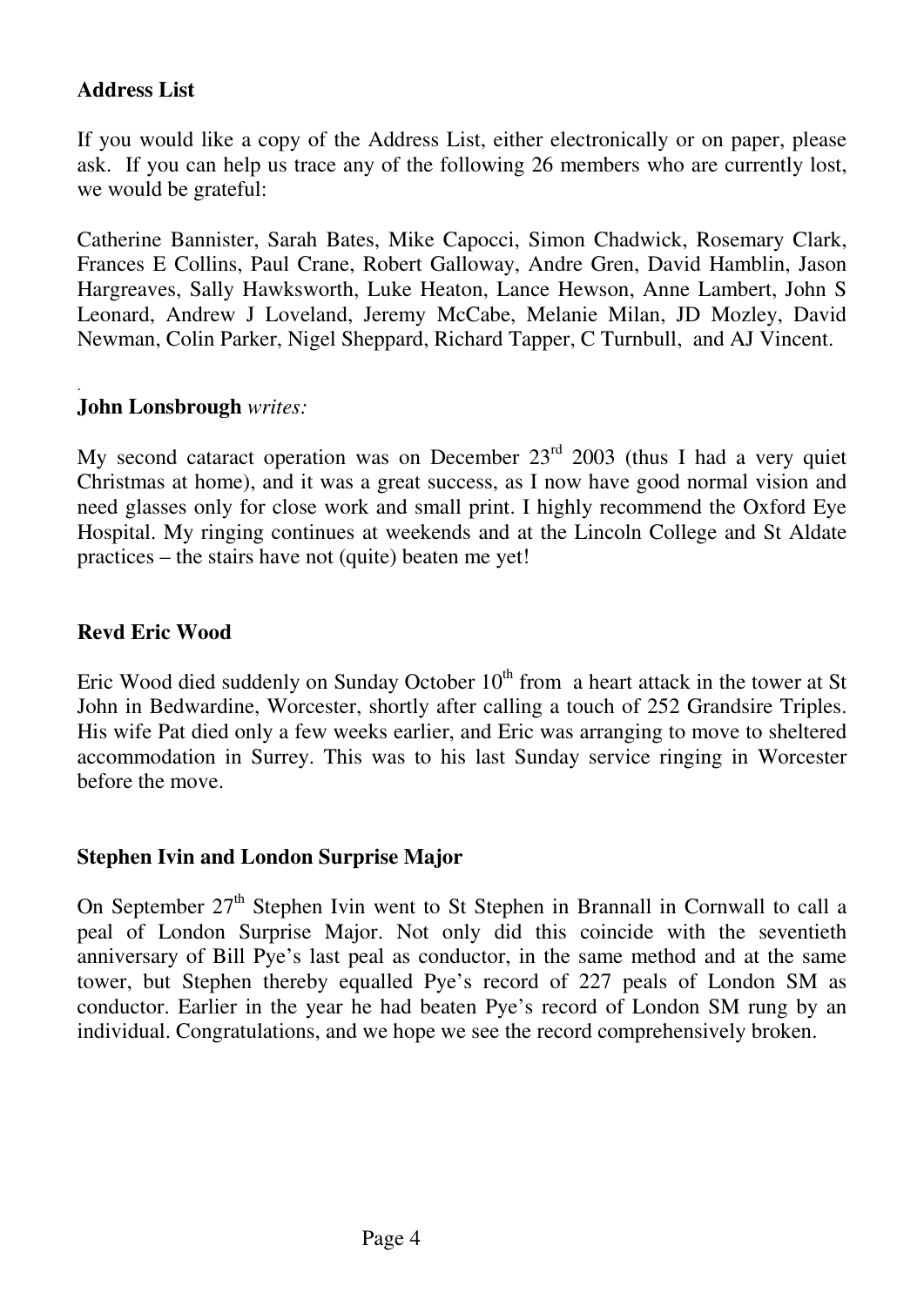## Address List

If you would like a copy of the Address List, either electronically or on paper, please ask. If you can help us trace any of the following 26 members who are currently lost, we would be grateful:

Catherine Bannister, Sarah Bates, Mike Capocci, Simon Chadwick, Rosemary Clark, Frances E Collins, Paul Crane, Robert Galloway, Andre Gren, David Hamblin, Jason Hargreaves, Sally Hawksworth, Luke Heaton, Lance Hewson, Anne Lambert, John S Leonard, Andrew J Loveland, Jeremy McCabe, Melanie Milan, JD Mozley, David Newman, Colin Parker, Nigel Sheppard, Richard Tapper, C Turnbull, and AJ Vincent.

## **John Lonsbrough** *writes:*

My second cataract operation was on December 23rd 2003 (thus I had a very quiet Christmas at home), and it was a great success, as I now have good normal vision and need glasses only for close work and small print. I highly recommend the Oxford Eye Hospital. My ringing continues at weekends and at the Lincoln College and St Aldate practices – the stairs have not (quite) beaten me yet!

## Revd Eric Wood

Eric Wood died suddenly on Sunday October 10th from a heart attack in the tower at St John in Bedwardine, Worcester, shortly after calling a touch of 252 Grandsire Triples. His wife Pat died only a few weeks earlier, and Eric was arranging to move to sheltered accommodation in Surrey. This was to his last Sunday service ringing in Worcester before the move.

## Stephen Ivin and London Surprise Major

On September 27th Stephen Ivin went to St Stephen in Brannall in Cornwall to call a peal of London Surprise Major. Not only did this coincide with the seventieth anniversary of Bill Pye's last peal as conductor, in the same method and at the same tower, but Stephen thereby equalled Pye's record of 227 peals of London SM as conductor. Earlier in the year he had beaten Pye's record of London SM rung by an individual. Congratulations, and we hope we see the record comprehensively broken.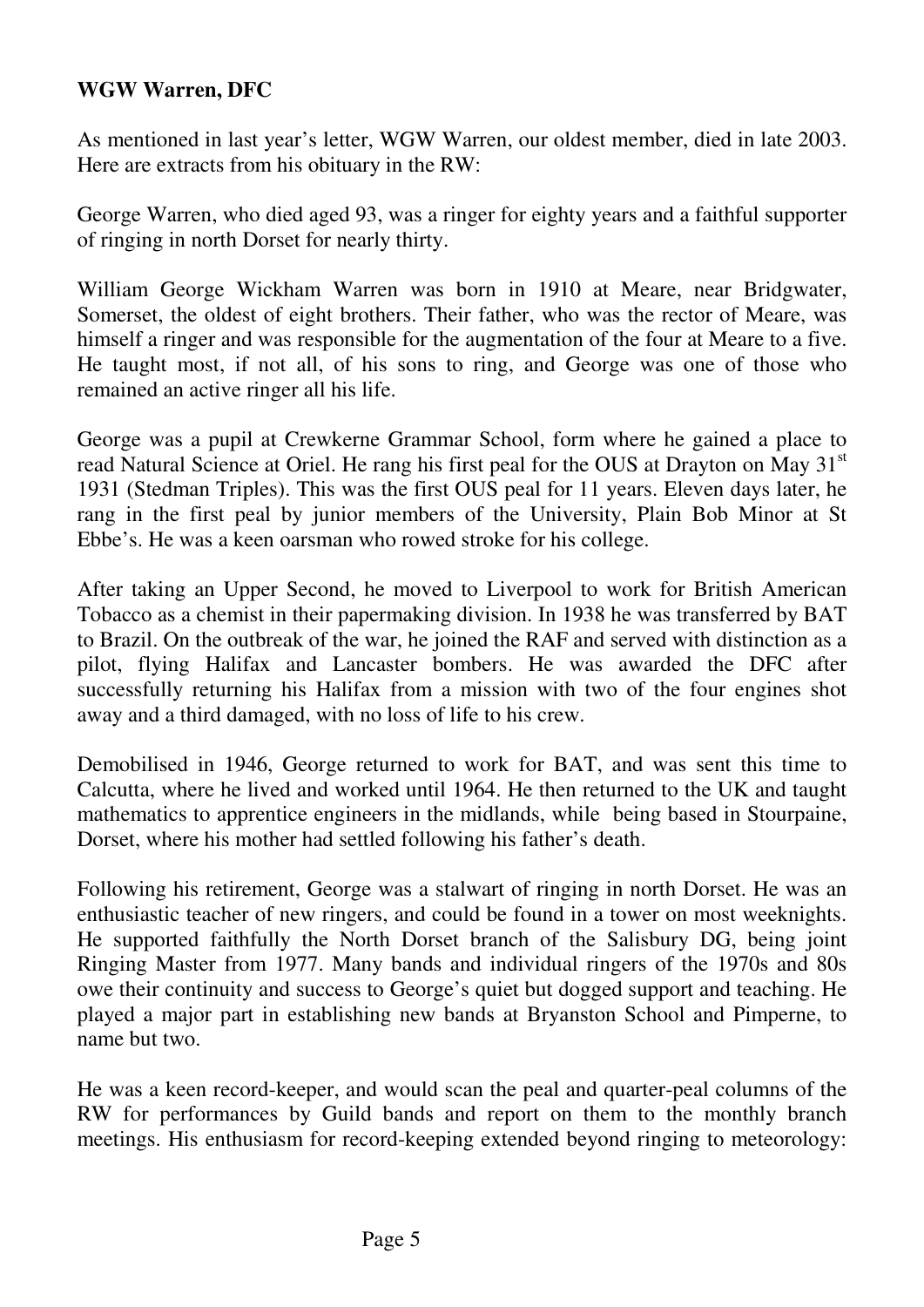**WGW Warren, DFC**

As mentioned in last year's letter, WGW Warren, our oldest member, died in late 2003. Here are extracts from his obituary in the RW:

George Warren, who died aged 93, was a ringer for eighty years and a faithful supporter of ringing in north Dorset for nearly thirty.

William George Wickham Warren was born in 1910 at Meare, near Bridgwater, Somerset, the oldest of eight brothers. Their father, who was the rector of Meare, was himself a ringer and was responsible for the augmentation of the four at Meare to a five. He taught most, if not all, of his sons to ring, and George was one of those who remained an active ringer all his life.

George was a pupil at Crewkerne Grammar School, form where he gained a place to read Natural Science at Oriel. He rang his first peal for the OUS at Drayton on May 31st 1931 (Stedman Triples). This was the first OUS peal for 11 years. Eleven days later, he rang in the first peal by junior members of the University, Plain Bob Minor at St Ebbe's. He was a keen oarsman who rowed stroke for his college.

After taking an Upper Second, he moved to Liverpool to work for British American Tobacco as a chemist in their papermaking division. In 1938 he was transferred by BAT to Brazil. On the outbreak of the war, he joined the RAF and served with distinction as a pilot, flying Halifax and Lancaster bombers. He was awarded the DFC after successfully returning his Halifax from a mission with two of the four engines shot away and a third damaged, with no loss of life to his crew.

Demobilised in 1946, George returned to work for BAT, and was sent this time to Calcutta, where he lived and worked until 1964. He then returned to the UK and taught mathematics to apprentice engineers in the midlands, while being based in Stourpaine, Dorset, where his mother had settled following his father's death.

Following his retirement, George was a stalwart of ringing in north Dorset. He was an enthusiastic teacher of new ringers, and could be found in a tower on most weeknights. He supported faithfully the North Dorset branch of the Salisbury DG, being joint Ringing Master from 1977. Many bands and individual ringers of the 1970s and 80s owe their continuity and success to George's quiet but dogged support and teaching. He played a major part in establishing new bands at Bryanston School and Pimperne, to name but two.

He was a keen record-keeper, and would scan the peal and quarter-peal columns of the RW for performances by Guild bands and report on them to the monthly branch meetings. His enthusiasm for record-keeping extended beyond ringing to meteorology: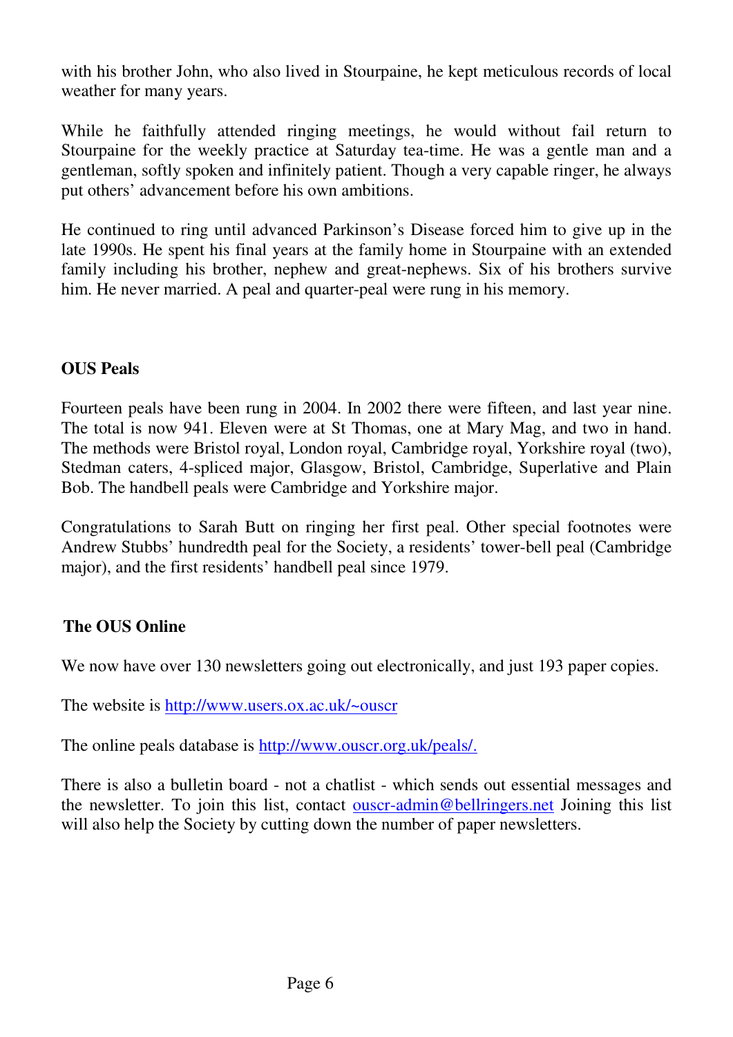with his brother John, who also lived in Stourpaine, he kept meticulous records of local weather for many years.

While he faithfully attended ringing meetings, he would without fail return to Stourpaine for the weekly practice at Saturday tea-time. He was a gentle man and a gentleman, softly spoken and infinitely patient. Though a very capable ringer, he always put others' advancement before his own ambitions.

He continued to ring until advanced Parkinson's Disease forced him to give up in the late 1990s. He spent his final years at the family home in Stourpaine with an extended family including his brother, nephew and great-nephews. Six of his brothers survive him. He never married. A peal and quarter-peal were rung in his memory.

## OUS Peals

Fourteen peals have been rung in 2004. In 2002 there were fifteen, and last year nine. The total is now 941. Eleven were at St Thomas, one at Mary Mag, and two in hand. The methods were Bristol royal, London royal, Cambridge royal, Yorkshire royal (two), Stedman caters, 4-spliced major, Glasgow, Bristol, Cambridge, Superlative and Plain Bob. The handbell peals were Cambridge and Yorkshire major.

Congratulations to Sarah Butt on ringing her first peal. Other special footnotes were Andrew Stubbs' hundredth peal for the Society, a residents' tower-bell peal (Cambridge major), and the first residents' handbell peal since 1979.

## The OUS Online

We now have over 130 newsletters going out electronically, and just 193 paper copies.

The website is http://www.users.ox.ac.uk/~ouscr

The online peals database is http://www.ouscr.org.uk/peals/.

There is also a bulletin board - not a chatlist - which sends out essential messages and the newsletter. To join this list, contact ouscr-admin@bellringers.net Joining this list will also help the Society by cutting down the number of paper newsletters.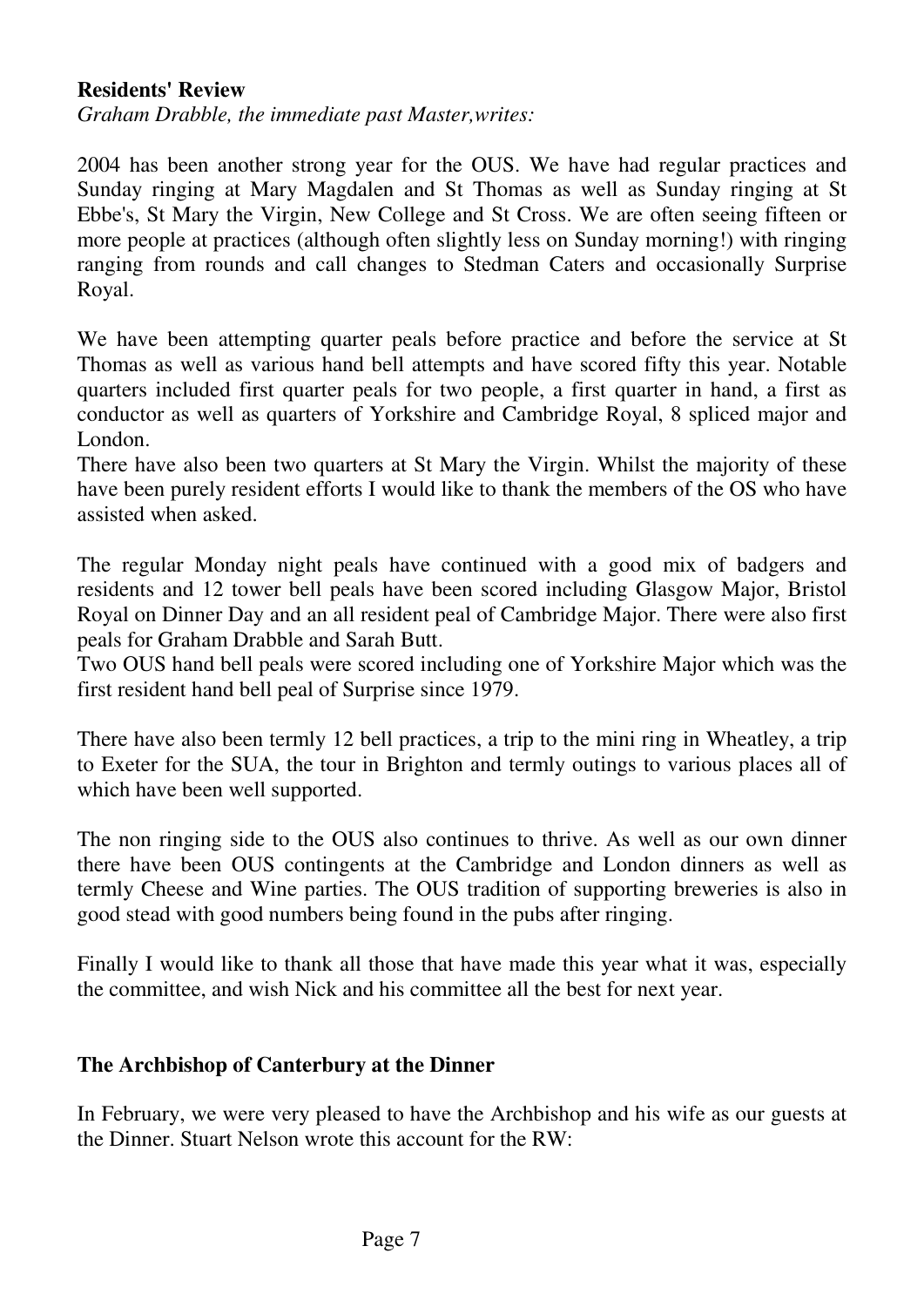**Residents' Review**

*Graham Drabble, the immediate past Master,writes:*

2004 has been another strong year for the OUS. We have had regular practices and Sunday ringing at Mary Magdalen and St Thomas as well as Sunday ringing at St Ebbe's, St Mary the Virgin, New College and St Cross. We are often seeing fifteen or more people at practices (although often slightly less on Sunday morning!) with ringing ranging from rounds and call changes to Stedman Caters and occasionally Surprise Royal.

We have been attempting quarter peals before practice and before the service at St Thomas as well as various hand bell attempts and have scored fifty this year. Notable quarters included first quarter peals for two people, a first quarter in hand, a first as conductor as well as quarters of Yorkshire and Cambridge Royal, 8 spliced major and London.

There have also been two quarters at St Mary the Virgin. Whilst the majority of these have been purely resident efforts I would like to thank the members of the OS who have assisted when asked.

The regular Monday night peals have continued with a good mix of badgers and residents and 12 tower bell peals have been scored including Glasgow Major, Bristol Royal on Dinner Day and an all resident peal of Cambridge Major. There were also first peals for Graham Drabble and Sarah Butt.

Two OUS hand bell peals were scored including one of Yorkshire Major which was the first resident hand bell peal of Surprise since 1979.

There have also been termly 12 bell practices, a trip to the mini ring in Wheatley, a trip to Exeter for the SUA, the tour in Brighton and termly outings to various places all of which have been well supported.

The non ringing side to the OUS also continues to thrive. As well as our own dinner there have been OUS contingents at the Cambridge and London dinners as well as termly Cheese and Wine parties. The OUS tradition of supporting breweries is also in good stead with good numbers being found in the pubs after ringing.

Finally I would like to thank all those that have made this year what it was, especially the committee, and wish Nick and his committee all the best for next year.

**The Archbishop of Canterbury at the Dinner**

In February, we were very pleased to have the Archbishop and his wife as our guests at the Dinner. Stuart Nelson wrote this account for the RW: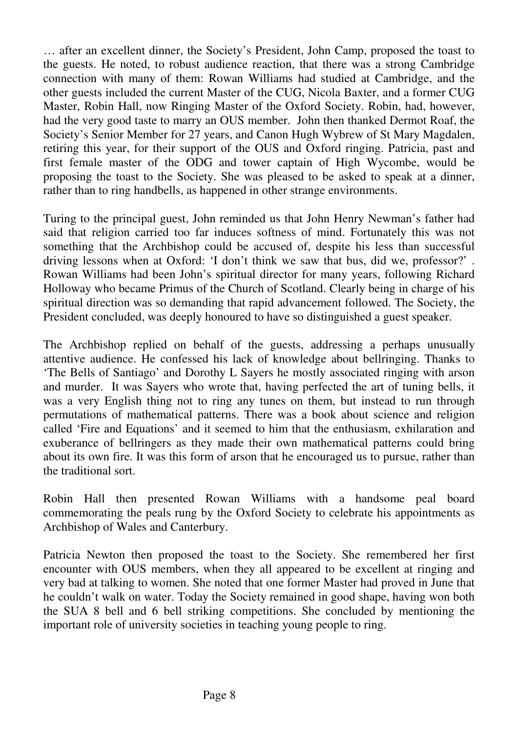… after an excellent dinner, the Society's President, John Camp, proposed the toast to the guests. He noted, to robust audience reaction, that there was a strong Cambridge connection with many of them: Rowan Williams had studied at Cambridge, and the other guests included the current Master of the CUG, Nicola Baxter, and a former CUG Master, Robin Hall, now Ringing Master of the Oxford Society. Robin, had, however, had the very good taste to marry an OUS member. John then thanked Dermot Roaf, the Society's Senior Member for 27 years, and Canon Hugh Wybrew of St Mary Magdalen, retiring this year, for their support of the OUS and Oxford ringing. Patricia, past and first female master of the ODG and tower captain of High Wycombe, would be proposing the toast to the Society. She was pleased to be asked to speak at a dinner, rather than to ring handbells, as happened in other strange environments.

Turing to the principal guest, John reminded us that John Henry Newman's father had said that religion carried too far induces softness of mind. Fortunately this was not something that the Archbishop could be accused of, despite his less than successful driving lessons when at Oxford: 'I don't think we saw that bus, did we, professor?' . Rowan Williams had been John's spiritual director for many years, following Richard Holloway who became Primus of the Church of Scotland. Clearly being in charge of his spiritual direction was so demanding that rapid advancement followed. The Society, the President concluded, was deeply honoured to have so distinguished a guest speaker.

The Archbishop replied on behalf of the guests, addressing a perhaps unusually attentive audience. He confessed his lack of knowledge about bellringing. Thanks to 'The Bells of Santiago' and Dorothy L Sayers he mostly associated ringing with arson and murder. It was Sayers who wrote that, having perfected the art of tuning bells, it was a very English thing not to ring any tunes on them, but instead to run through permutations of mathematical patterns. There was a book about science and religion called 'Fire and Equations' and it seemed to him that the enthusiasm, exhilaration and exuberance of bellringers as they made their own mathematical patterns could bring about its own fire. It was this form of arson that he encouraged us to pursue, rather than the traditional sort.

Robin Hall then presented Rowan Williams with a handsome peal board commemorating the peals rung by the Oxford Society to celebrate his appointments as Archbishop of Wales and Canterbury.

Patricia Newton then proposed the toast to the Society. She remembered her first encounter with OUS members, when they all appeared to be excellent at ringing and very bad at talking to women. She noted that one former Master had proved in June that he couldn't walk on water. Today the Society remained in good shape, having won both the SUA 8 bell and 6 bell striking competitions. She concluded by mentioning the important role of university societies in teaching young people to ring.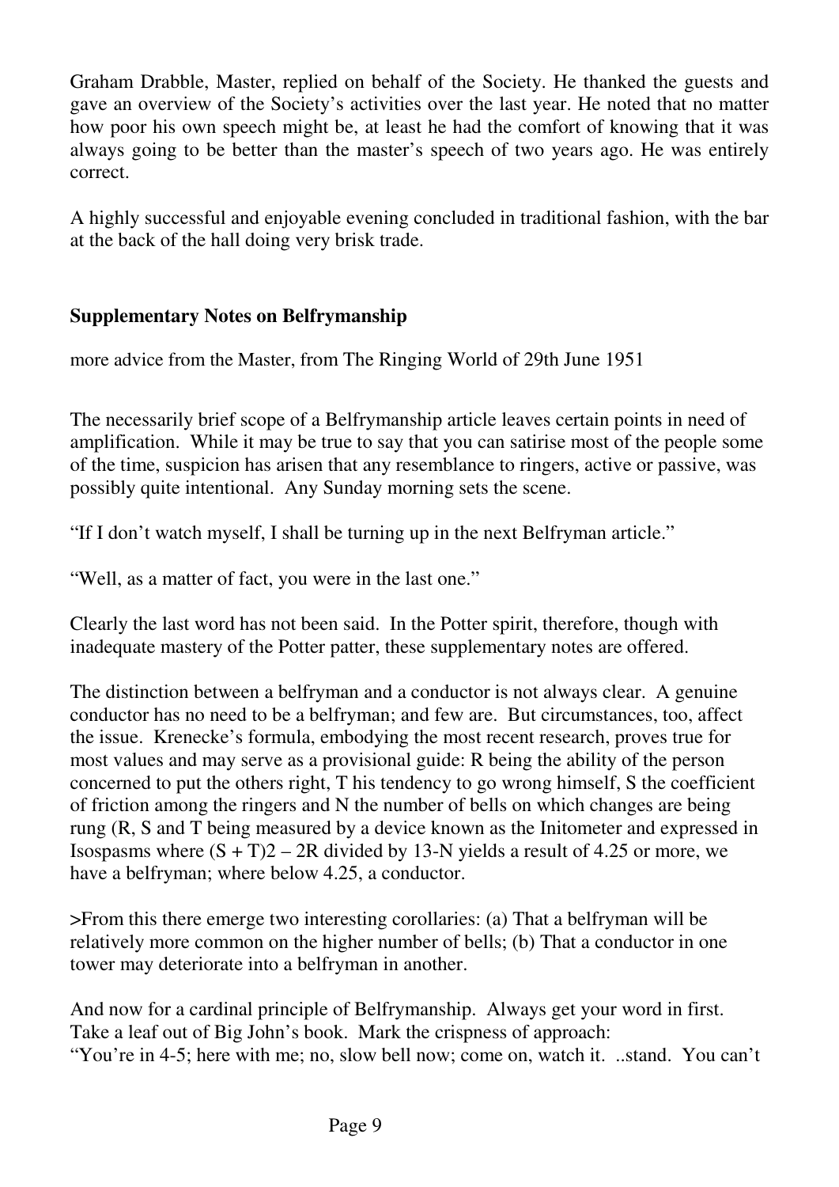Graham Drabble, Master, replied on behalf of the Society. He thanked the guests and gave an overview of the Society's activities over the last year. He noted that no matter how poor his own speech might be, at least he had the comfort of knowing that it was always going to be better than the master's speech of two years ago. He was entirely correct.

A highly successful and enjoyable evening concluded in traditional fashion, with the bar at the back of the hall doing very brisk trade.

## Supplementary Notes on Belfrymanship

more advice from the Master, from The Ringing World of 29th June 1951

The necessarily brief scope of a Belfrymanship article leaves certain points in need of amplification. While it may be true to say that you can satirise most of the people some of the time, suspicion has arisen that any resemblance to ringers, active or passive, was possibly quite intentional. Any Sunday morning sets the scene.

"If I don't watch myself, I shall be turning up in the next Belfryman article."

"Well, as a matter of fact, you were in the last one."

Clearly the last word has not been said. In the Potter spirit, therefore, though with inadequate mastery of the Potter patter, these supplementary notes are offered.

The distinction between a belfryman and a conductor is not always clear. A genuine conductor has no need to be a belfryman; and few are. But circumstances, too, affect the issue. Krenecke's formula, embodying the most recent research, proves true for most values and may serve as a provisional guide: R being the ability of the person concerned to put the others right, T his tendency to go wrong himself, S the coefficient of friction among the ringers and N the number of bells on which changes are being rung (R, S and T being measured by a device known as the Initometer and expressed in Isospasms where $(S + T)2 - 2R$ divided by $13\text{-}N$ yields a result of 4.25 or more, we have a belfryman; where below 4.25, a conductor.

>From this there emerge two interesting corollaries: (a) That a belfryman will be relatively more common on the higher number of bells; (b) That a conductor in one tower may deteriorate into a belfryman in another.

And now for a cardinal principle of Belfrymanship. Always get your word in first. Take a leaf out of Big John's book. Mark the crispness of approach:
"You're in 4-5; here with me; no, slow bell now; come on, watch it. ..stand. You can't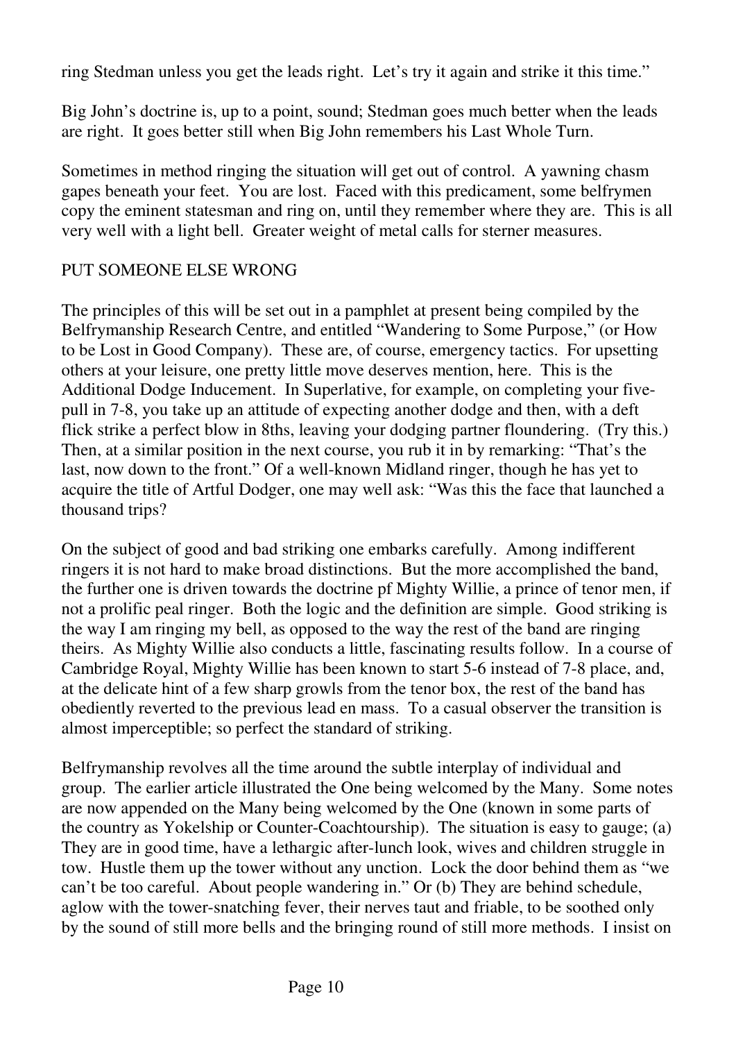ring Stedman unless you get the leads right. Let's try it again and strike it this time."

Big John's doctrine is, up to a point, sound; Stedman goes much better when the leads are right. It goes better still when Big John remembers his Last Whole Turn.

Sometimes in method ringing the situation will get out of control. A yawning chasm gapes beneath your feet. You are lost. Faced with this predicament, some belfrymen copy the eminent statesman and ring on, until they remember where they are. This is all very well with a light bell. Greater weight of metal calls for sterner measures.

## PUT SOMEONE ELSE WRONG

The principles of this will be set out in a pamphlet at present being compiled by the Belfrymanship Research Centre, and entitled "Wandering to Some Purpose," (or How to be Lost in Good Company). These are, of course, emergency tactics. For upsetting others at your leisure, one pretty little move deserves mention, here. This is the Additional Dodge Inducement. In Superlative, for example, on completing your five-pull in 7-8, you take up an attitude of expecting another dodge and then, with a deft flick strike a perfect blow in 8ths, leaving your dodging partner floundering. (Try this.) Then, at a similar position in the next course, you rub it in by remarking: "That's the last, now down to the front." Of a well-known Midland ringer, though he has yet to acquire the title of Artful Dodger, one may well ask: "Was this the face that launched a thousand trips?

On the subject of good and bad striking one embarks carefully. Among indifferent ringers it is not hard to make broad distinctions. But the more accomplished the band, the further one is driven towards the doctrine pf Mighty Willie, a prince of tenor men, if not a prolific peal ringer. Both the logic and the definition are simple. Good striking is the way I am ringing my bell, as opposed to the way the rest of the band are ringing theirs. As Mighty Willie also conducts a little, fascinating results follow. In a course of Cambridge Royal, Mighty Willie has been known to start 5-6 instead of 7-8 place, and, at the delicate hint of a few sharp growls from the tenor box, the rest of the band has obediently reverted to the previous lead en mass. To a casual observer the transition is almost imperceptible; so perfect the standard of striking.

Belfrymanship revolves all the time around the subtle interplay of individual and group. The earlier article illustrated the One being welcomed by the Many. Some notes are now appended on the Many being welcomed by the One (known in some parts of the country as Yokelship or Counter-Coachtourship). The situation is easy to gauge; (a) They are in good time, have a lethargic after-lunch look, wives and children struggle in tow. Hustle them up the tower without any unction. Lock the door behind them as "we can't be too careful. About people wandering in." Or (b) They are behind schedule, aglow with the tower-snatching fever, their nerves taut and friable, to be soothed only by the sound of still more bells and the bringing round of still more methods. I insist on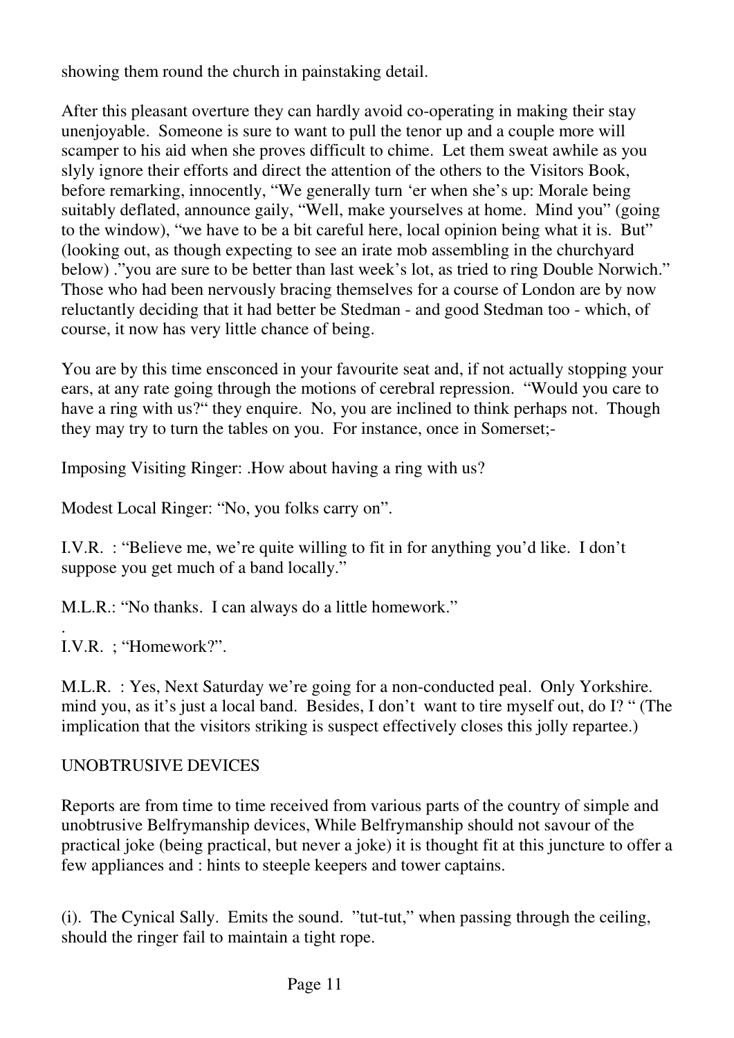showing them round the church in painstaking detail.

After this pleasant overture they can hardly avoid co-operating in making their stay unenjoyable. Someone is sure to want to pull the tenor up and a couple more will scamper to his aid when she proves difficult to chime. Let them sweat awhile as you slyly ignore their efforts and direct the attention of the others to the Visitors Book, before remarking, innocently, "We generally turn 'er when she's up: Morale being suitably deflated, announce gaily, "Well, make yourselves at home. Mind you" (going to the window), "we have to be a bit careful here, local opinion being what it is. But" (looking out, as though expecting to see an irate mob assembling in the churchyard below) ."you are sure to be better than last week's lot, as tried to ring Double Norwich." Those who had been nervously bracing themselves for a course of London are by now reluctantly deciding that it had better be Stedman - and good Stedman too - which, of course, it now has very little chance of being.

You are by this time ensconced in your favourite seat and, if not actually stopping your ears, at any rate going through the motions of cerebral repression. "Would you care to have a ring with us?" they enquire. No, you are inclined to think perhaps not. Though they may try to turn the tables on you. For instance, once in Somerset;-

Imposing Visiting Ringer: .How about having a ring with us?

Modest Local Ringer: "No, you folks carry on".

I.V.R. : "Believe me, we're quite willing to fit in for anything you'd like. I don't suppose you get much of a band locally."

M.L.R.: "No thanks. I can always do a little homework."

.
I.V.R. ; "Homework?".

M.L.R. : Yes, Next Saturday we're going for a non-conducted peal. Only Yorkshire. mind you, as it's just a local band. Besides, I don't want to tire myself out, do I? " (The implication that the visitors striking is suspect effectively closes this jolly repartee.)

## UNOBTRUSIVE DEVICES

Reports are from time to time received from various parts of the country of simple and unobtrusive Belfrymanship devices, While Belfrymanship should not savour of the practical joke (being practical, but never a joke) it is thought fit at this juncture to offer a few appliances and : hints to steeple keepers and tower captains.

(i). The Cynical Sally. Emits the sound. "tut-tut," when passing through the ceiling, should the ringer fail to maintain a tight rope.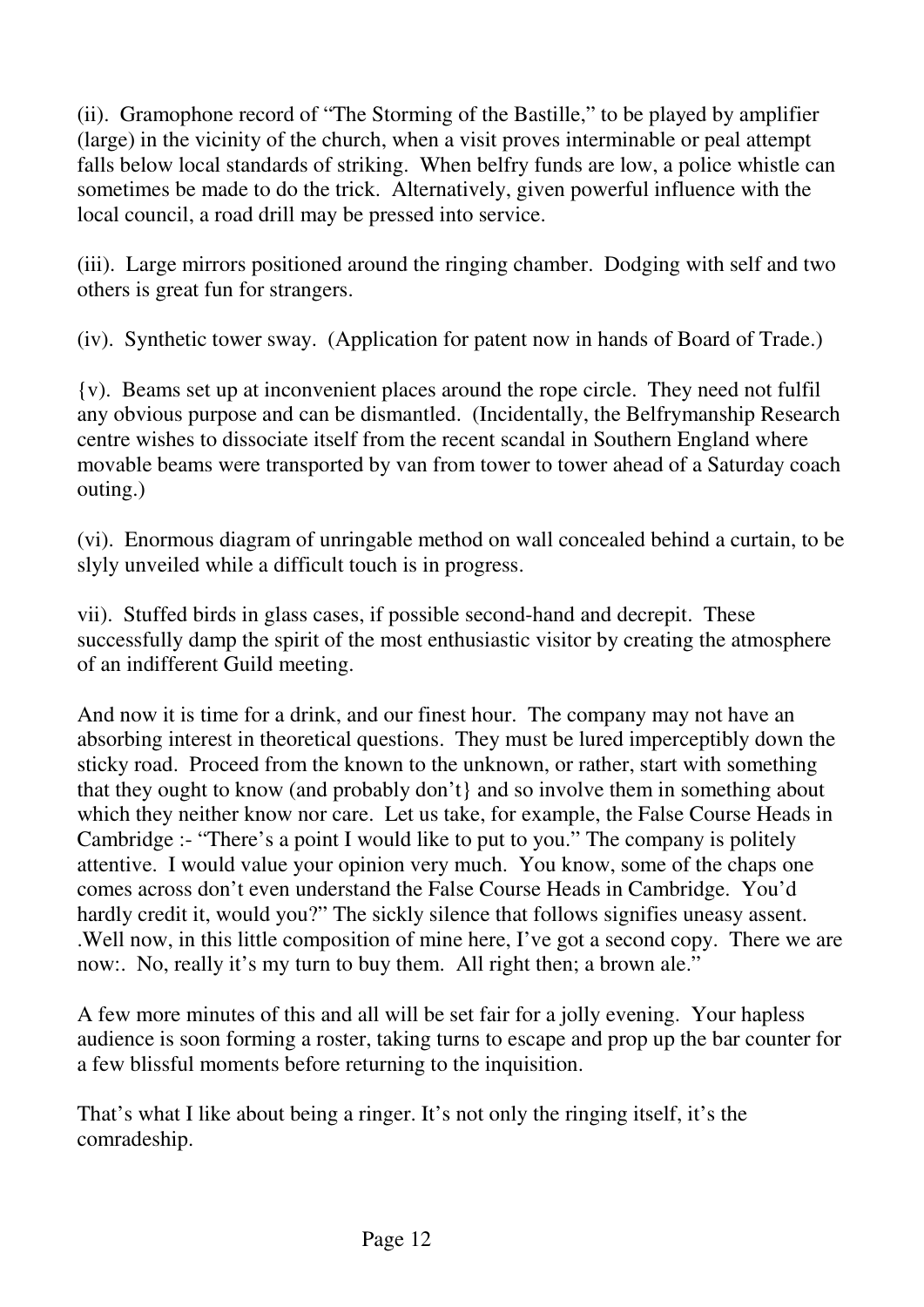(ii). Gramophone record of "The Storming of the Bastille," to be played by amplifier (large) in the vicinity of the church, when a visit proves interminable or peal attempt falls below local standards of striking. When belfry funds are low, a police whistle can sometimes be made to do the trick. Alternatively, given powerful influence with the local council, a road drill may be pressed into service.

(iii). Large mirrors positioned around the ringing chamber. Dodging with self and two others is great fun for strangers.

(iv). Synthetic tower sway. (Application for patent now in hands of Board of Trade.)

{v). Beams set up at inconvenient places around the rope circle. They need not fulfil any obvious purpose and can be dismantled. (Incidentally, the Belfrymanship Research centre wishes to dissociate itself from the recent scandal in Southern England where movable beams were transported by van from tower to tower ahead of a Saturday coach outing.)

(vi). Enormous diagram of unringable method on wall concealed behind a curtain, to be slyly unveiled while a difficult touch is in progress.

vii). Stuffed birds in glass cases, if possible second-hand and decrepit. These successfully damp the spirit of the most enthusiastic visitor by creating the atmosphere of an indifferent Guild meeting.

And now it is time for a drink, and our finest hour. The company may not have an absorbing interest in theoretical questions. They must be lured imperceptibly down the sticky road. Proceed from the known to the unknown, or rather, start with something that they ought to know (and probably don't} and so involve them in something about which they neither know nor care. Let us take, for example, the False Course Heads in Cambridge :- "There's a point I would like to put to you." The company is politely attentive. I would value your opinion very much. You know, some of the chaps one comes across don't even understand the False Course Heads in Cambridge. You'd hardly credit it, would you?" The sickly silence that follows signifies uneasy assent. .Well now, in this little composition of mine here, I've got a second copy. There we are now:. No, really it's my turn to buy them. All right then; a brown ale."

A few more minutes of this and all will be set fair for a jolly evening. Your hapless audience is soon forming a roster, taking turns to escape and prop up the bar counter for a few blissful moments before returning to the inquisition.

That's what I like about being a ringer. It's not only the ringing itself, it's the comradeship.